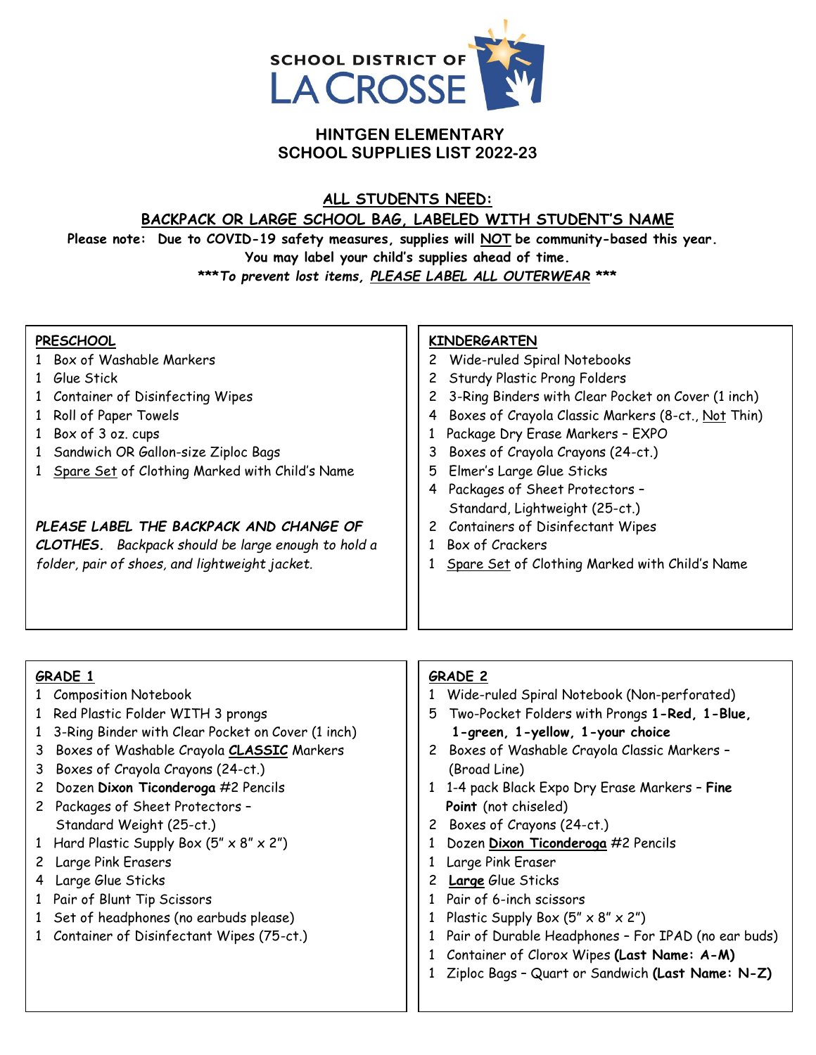SCHOOL DISTRICT OF LA CROSSE

# HINTGEN ELEMENTARY
# SCHOOL SUPPLIES LIST 2022-23

**ALL STUDENTS NEED:**

**BACKPACK OR LARGE SCHOOL BAG, LABELED WITH STUDENT'S NAME**

**Please note: Due to COVID-19 safety measures, supplies will NOT be community-based this year.**
**You may label your child's supplies ahead of time.**
***\*\*\*To prevent lost items, PLEASE LABEL ALL OUTERWEAR \*\*\****

## PRESCHOOL

1 Box of Washable Markers
1 Glue Stick
1 Container of Disinfecting Wipes
1 Roll of Paper Towels
1 Box of 3 oz. cups
1 Sandwich OR Gallon-size Ziploc Bags
1 Spare Set of Clothing Marked with Child's Name

***PLEASE LABEL THE BACKPACK AND CHANGE OF CLOTHES.*** *Backpack should be large enough to hold a folder, pair of shoes, and lightweight jacket.*

## KINDERGARTEN

2 Wide-ruled Spiral Notebooks
2 Sturdy Plastic Prong Folders
2 3-Ring Binders with Clear Pocket on Cover (1 inch)
4 Boxes of Crayola Classic Markers (8-ct., Not Thin)
1 Package Dry Erase Markers – EXPO
3 Boxes of Crayola Crayons (24-ct.)
5 Elmer's Large Glue Sticks
4 Packages of Sheet Protectors – Standard, Lightweight (25-ct.)
2 Containers of Disinfectant Wipes
1 Box of Crackers
1 Spare Set of Clothing Marked with Child's Name

## GRADE 1

1 Composition Notebook
1 Red Plastic Folder WITH 3 prongs
1 3-Ring Binder with Clear Pocket on Cover (1 inch)
3 Boxes of Washable Crayola **CLASSIC** Markers
3 Boxes of Crayola Crayons (24-ct.)
2 Dozen **Dixon Ticonderoga** #2 Pencils
2 Packages of Sheet Protectors – Standard Weight (25-ct.)
1 Hard Plastic Supply Box (5" x 8" x 2")
2 Large Pink Erasers
4 Large Glue Sticks
1 Pair of Blunt Tip Scissors
1 Set of headphones (no earbuds please)
1 Container of Disinfectant Wipes (75-ct.)

## GRADE 2

1 Wide-ruled Spiral Notebook (Non-perforated)
5 Two-Pocket Folders with Prongs **1-Red, 1-Blue, 1-green, 1-yellow, 1-your choice**
2 Boxes of Washable Crayola Classic Markers – (Broad Line)
1 1-4 pack Black Expo Dry Erase Markers – **Fine Point** (not chiseled)
2 Boxes of Crayons (24-ct.)
1 Dozen **Dixon Ticonderoga** #2 Pencils
1 Large Pink Eraser
2 **Large** Glue Sticks
1 Pair of 6-inch scissors
1 Plastic Supply Box (5" x 8" x 2")
1 Pair of Durable Headphones – For IPAD (no ear buds)
1 Container of Clorox Wipes **(Last Name: A-M)**
1 Ziploc Bags – Quart or Sandwich **(Last Name: N-Z)**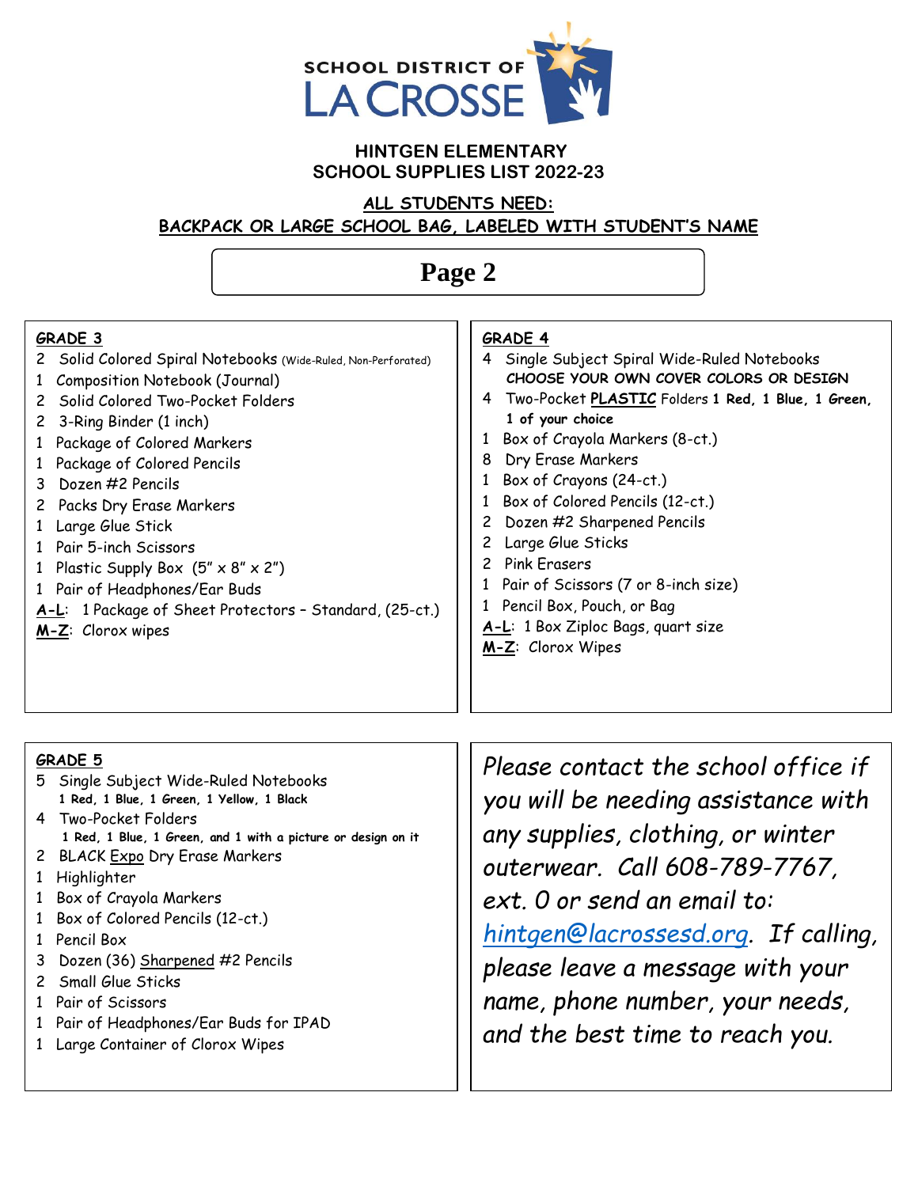SCHOOL DISTRICT OF LA CROSSE

**HINTGEN ELEMENTARY**
**SCHOOL SUPPLIES LIST 2022-23**

**ALL STUDENTS NEED:**
**BACKPACK OR LARGE SCHOOL BAG, LABELED WITH STUDENT'S NAME**

# Page 2

## GRADE 3

- 2 Solid Colored Spiral Notebooks (Wide-Ruled, Non-Perforated)
- 1 Composition Notebook (Journal)
- 2 Solid Colored Two-Pocket Folders
- 2 3-Ring Binder (1 inch)
- 1 Package of Colored Markers
- 1 Package of Colored Pencils
- 3 Dozen #2 Pencils
- 2 Packs Dry Erase Markers
- 1 Large Glue Stick
- 1 Pair 5-inch Scissors
- 1 Plastic Supply Box (5" x 8" x 2")
- 1 Pair of Headphones/Ear Buds

**A-L**: 1 Package of Sheet Protectors – Standard, (25-ct.)
**M-Z**: Clorox wipes

## GRADE 4

- 4 Single Subject Spiral Wide-Ruled Notebooks **CHOOSE YOUR OWN COVER COLORS OR DESIGN**
- 4 Two-Pocket **PLASTIC** Folders **1 Red, 1 Blue, 1 Green, 1 of your choice**
- 1 Box of Crayola Markers (8-ct.)
- 8 Dry Erase Markers
- 1 Box of Crayons (24-ct.)
- 1 Box of Colored Pencils (12-ct.)
- 2 Dozen #2 Sharpened Pencils
- 2 Large Glue Sticks
- 2 Pink Erasers
- 1 Pair of Scissors (7 or 8-inch size)
- 1 Pencil Box, Pouch, or Bag

**A-L**: 1 Box Ziploc Bags, quart size
**M-Z**: Clorox Wipes

## GRADE 5

- 5 Single Subject Wide-Ruled Notebooks **1 Red, 1 Blue, 1 Green, 1 Yellow, 1 Black**
- 4 Two-Pocket Folders **1 Red, 1 Blue, 1 Green, and 1 with a picture or design on it**
- 2 BLACK Expo Dry Erase Markers
- 1 Highlighter
- 1 Box of Crayola Markers
- 1 Box of Colored Pencils (12-ct.)
- 1 Pencil Box
- 3 Dozen (36) Sharpened #2 Pencils
- 2 Small Glue Sticks
- 1 Pair of Scissors
- 1 Pair of Headphones/Ear Buds for IPAD
- 1 Large Container of Clorox Wipes

*Please contact the school office if you will be needing assistance with any supplies, clothing, or winter outerwear. Call 608-789-7767, ext. 0 or send an email to: hintgen@lacrossesd.org. If calling, please leave a message with your name, phone number, your needs, and the best time to reach you.*